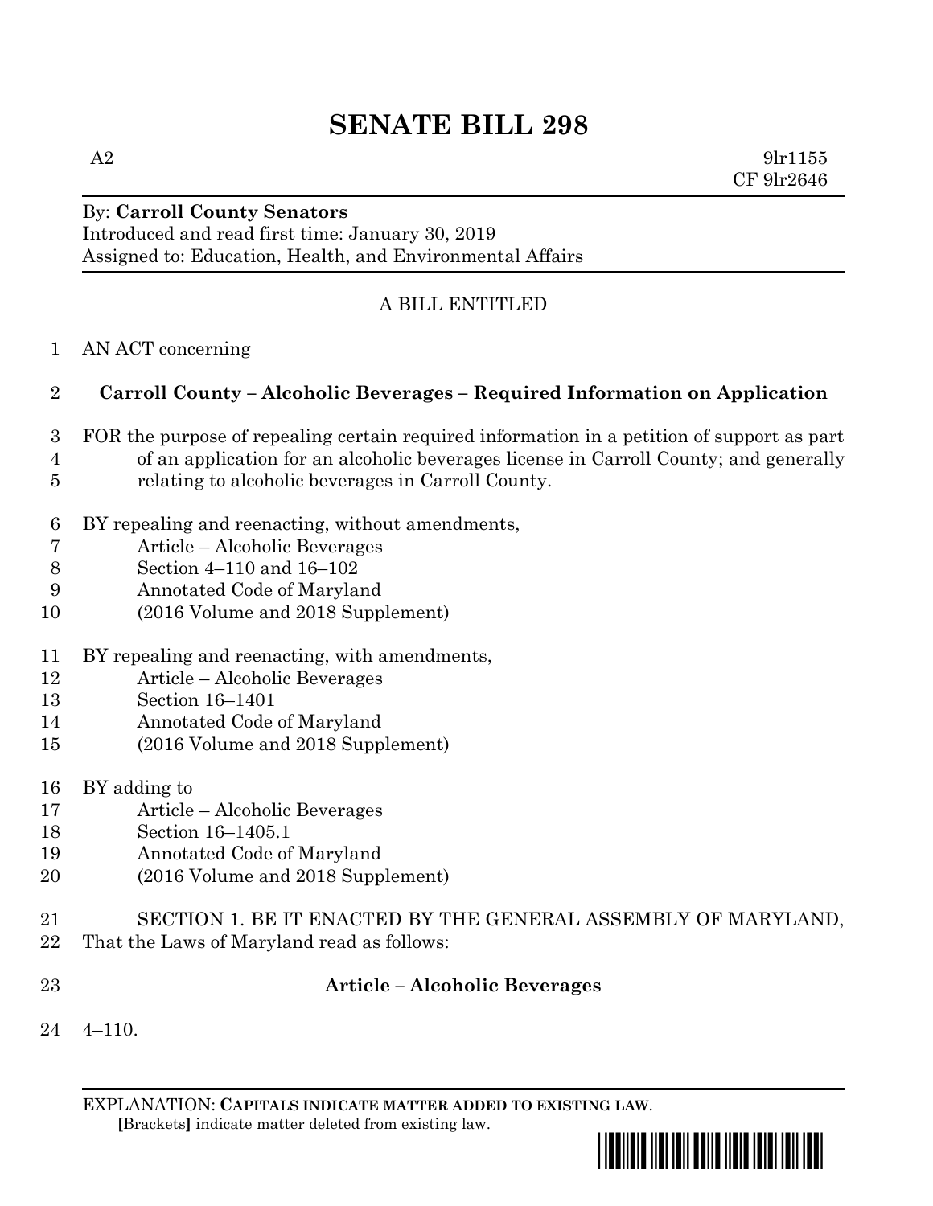# SENATE BILL 298

A2 9lr1155
CF 9lr2646

By: **Carroll County Senators**
Introduced and read first time: January 30, 2019
Assigned to: Education, Health, and Environmental Affairs

A BILL ENTITLED

1 AN ACT concerning

2 **Carroll County – Alcoholic Beverages – Required Information on Application**

3 FOR the purpose of repealing certain required information in a petition of support as part
4 of an application for an alcoholic beverages license in Carroll County; and generally
5 relating to alcoholic beverages in Carroll County.

6 BY repealing and reenacting, without amendments,
7 Article – Alcoholic Beverages
8 Section 4–110 and 16–102
9 Annotated Code of Maryland
10 (2016 Volume and 2018 Supplement)

11 BY repealing and reenacting, with amendments,
12 Article – Alcoholic Beverages
13 Section 16–1401
14 Annotated Code of Maryland
15 (2016 Volume and 2018 Supplement)

16 BY adding to
17 Article – Alcoholic Beverages
18 Section 16–1405.1
19 Annotated Code of Maryland
20 (2016 Volume and 2018 Supplement)

21 SECTION 1. BE IT ENACTED BY THE GENERAL ASSEMBLY OF MARYLAND,
22 That the Laws of Maryland read as follows:

23 **Article – Alcoholic Beverages**

24 4–110.

EXPLANATION: **CAPITALS INDICATE MATTER ADDED TO EXISTING LAW**.
**[**Brackets**]** indicate matter deleted from existing law.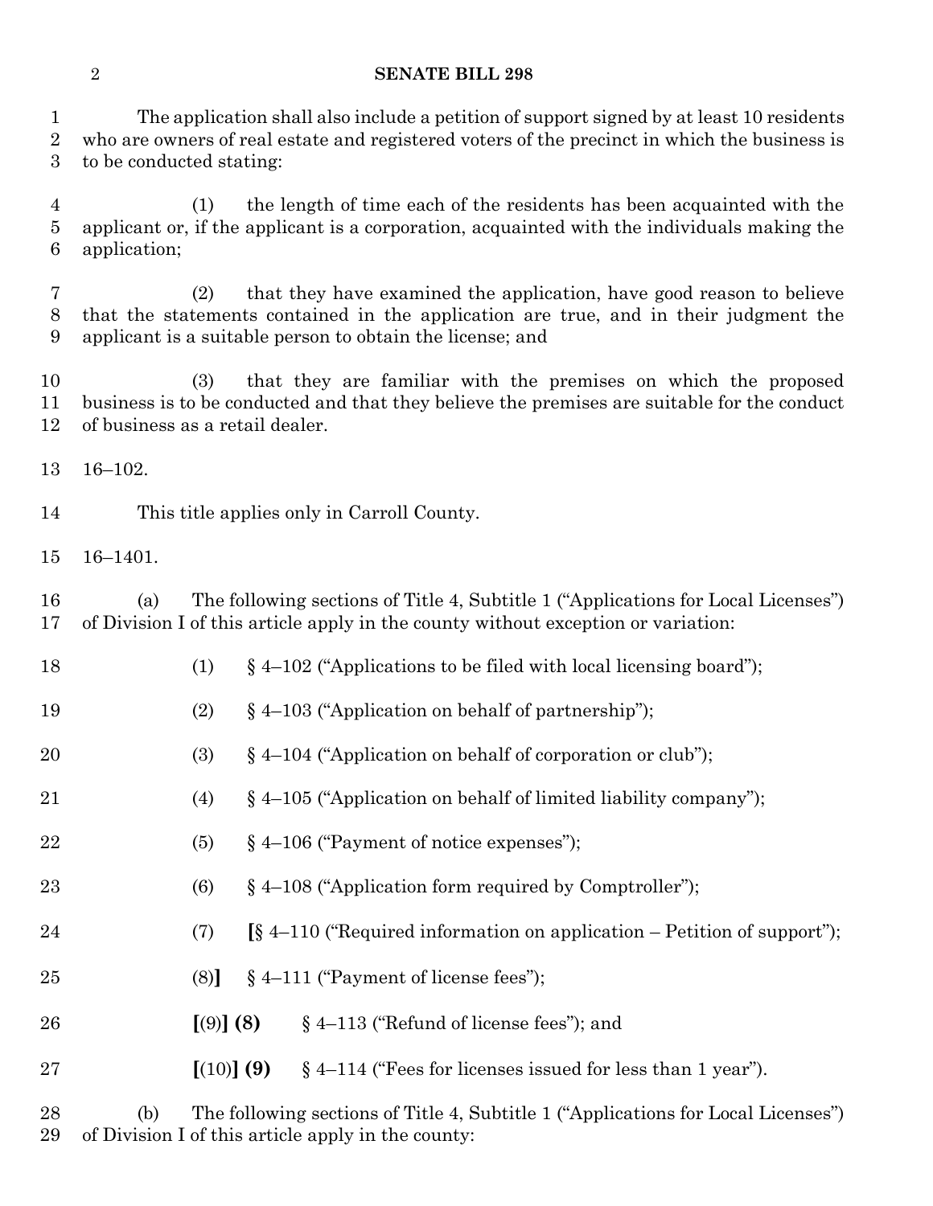The application shall also include a petition of support signed by at least 10 residents who are owners of real estate and registered voters of the precinct in which the business is to be conducted stating:

(1) the length of time each of the residents has been acquainted with the applicant or, if the applicant is a corporation, acquainted with the individuals making the application;

(2) that they have examined the application, have good reason to believe that the statements contained in the application are true, and in their judgment the applicant is a suitable person to obtain the license; and

(3) that they are familiar with the premises on which the proposed business is to be conducted and that they believe the premises are suitable for the conduct of business as a retail dealer.

16–102.

This title applies only in Carroll County.

16–1401.

(a) The following sections of Title 4, Subtitle 1 ("Applications for Local Licenses") of Division I of this article apply in the county without exception or variation:

(1) § 4–102 ("Applications to be filed with local licensing board");

(2) § 4–103 ("Application on behalf of partnership");

(3) § 4–104 ("Application on behalf of corporation or club");

(4) § 4–105 ("Application on behalf of limited liability company");

(5) § 4–106 ("Payment of notice expenses");

(6) § 4–108 ("Application form required by Comptroller");

(7) **[**§ 4–110 ("Required information on application – Petition of support");

(8)**]** § 4–111 ("Payment of license fees");

**[**(9)**]** **(8)** § 4–113 ("Refund of license fees"); and

**[**(10)**]** **(9)** § 4–114 ("Fees for licenses issued for less than 1 year").

(b) The following sections of Title 4, Subtitle 1 ("Applications for Local Licenses") of Division I of this article apply in the county: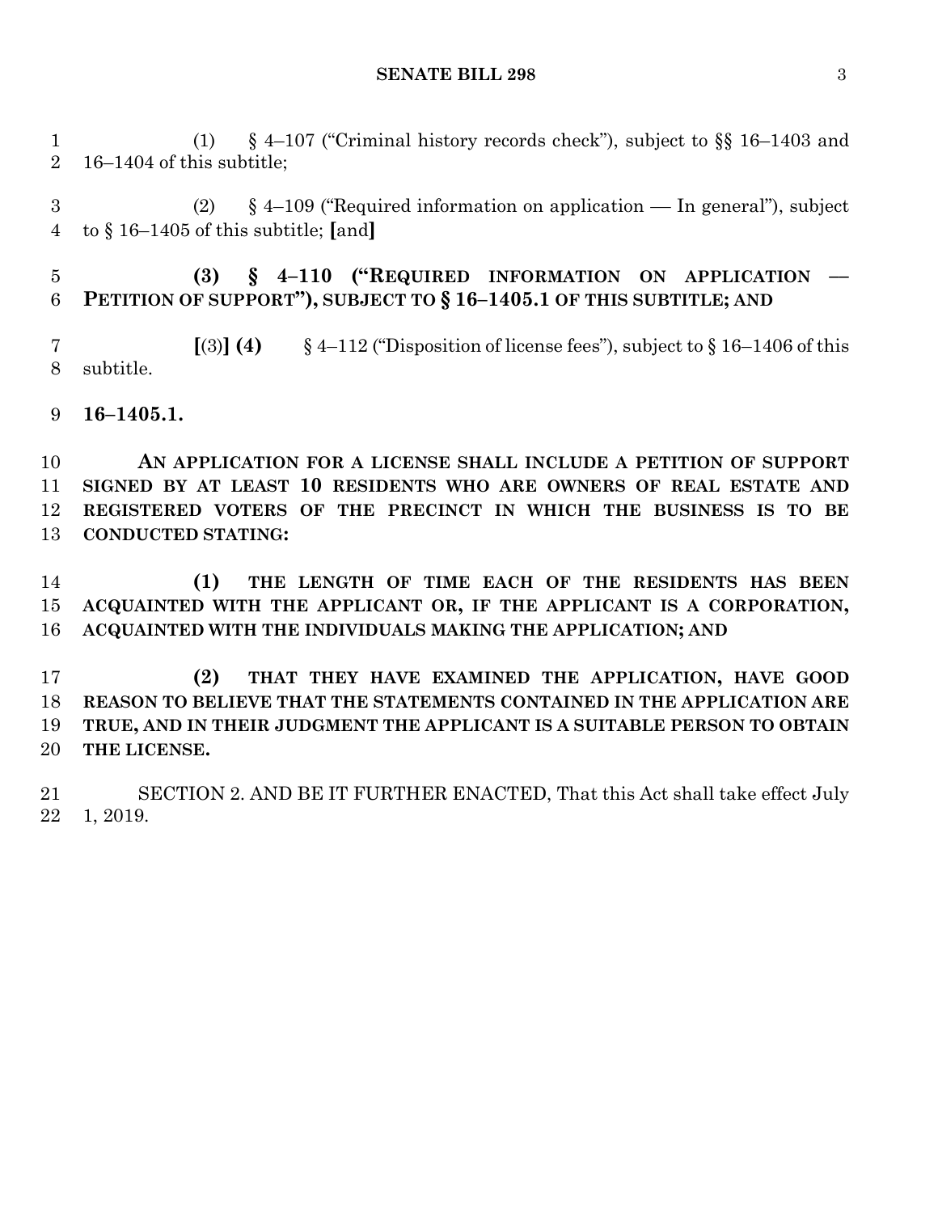(1) § 4–107 ("Criminal history records check"), subject to §§ 16–1403 and 16–1404 of this subtitle;

(2) § 4–109 ("Required information on application — In general"), subject to § 16–1405 of this subtitle; **[**and**]**

**(3) § 4–110 ("REQUIRED INFORMATION ON APPLICATION — PETITION OF SUPPORT"), SUBJECT TO § 16–1405.1 OF THIS SUBTITLE; AND**

**[**(3)**] (4)** § 4–112 ("Disposition of license fees"), subject to § 16–1406 of this subtitle.

**16–1405.1.**

**AN APPLICATION FOR A LICENSE SHALL INCLUDE A PETITION OF SUPPORT SIGNED BY AT LEAST 10 RESIDENTS WHO ARE OWNERS OF REAL ESTATE AND REGISTERED VOTERS OF THE PRECINCT IN WHICH THE BUSINESS IS TO BE CONDUCTED STATING:**

**(1) THE LENGTH OF TIME EACH OF THE RESIDENTS HAS BEEN ACQUAINTED WITH THE APPLICANT OR, IF THE APPLICANT IS A CORPORATION, ACQUAINTED WITH THE INDIVIDUALS MAKING THE APPLICATION; AND**

**(2) THAT THEY HAVE EXAMINED THE APPLICATION, HAVE GOOD REASON TO BELIEVE THAT THE STATEMENTS CONTAINED IN THE APPLICATION ARE TRUE, AND IN THEIR JUDGMENT THE APPLICANT IS A SUITABLE PERSON TO OBTAIN THE LICENSE.**

SECTION 2. AND BE IT FURTHER ENACTED, That this Act shall take effect July 1, 2019.